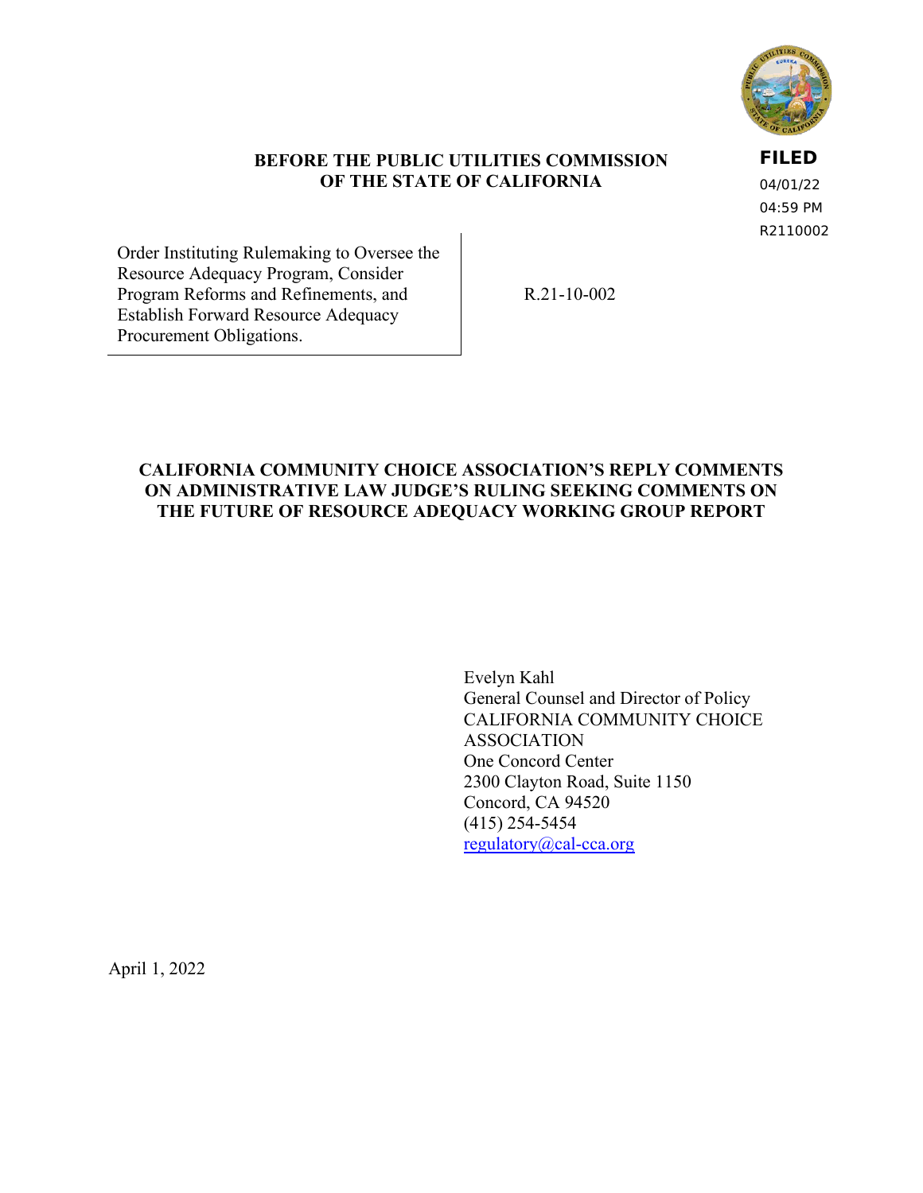**FILED**
04/01/22
04:59 PM
R2110002

**BEFORE THE PUBLIC UTILITIES COMMISSION OF THE STATE OF CALIFORNIA**

| | |
|---|---|
| Order Instituting Rulemaking to Oversee the Resource Adequacy Program, Consider Program Reforms and Refinements, and Establish Forward Resource Adequacy Procurement Obligations. | R.21-10-002 |

**CALIFORNIA COMMUNITY CHOICE ASSOCIATION'S REPLY COMMENTS ON ADMINISTRATIVE LAW JUDGE'S RULING SEEKING COMMENTS ON THE FUTURE OF RESOURCE ADEQUACY WORKING GROUP REPORT**

Evelyn Kahl
General Counsel and Director of Policy
CALIFORNIA COMMUNITY CHOICE ASSOCIATION
One Concord Center
2300 Clayton Road, Suite 1150
Concord, CA 94520
(415) 254-5454
regulatory@cal-cca.org

April 1, 2022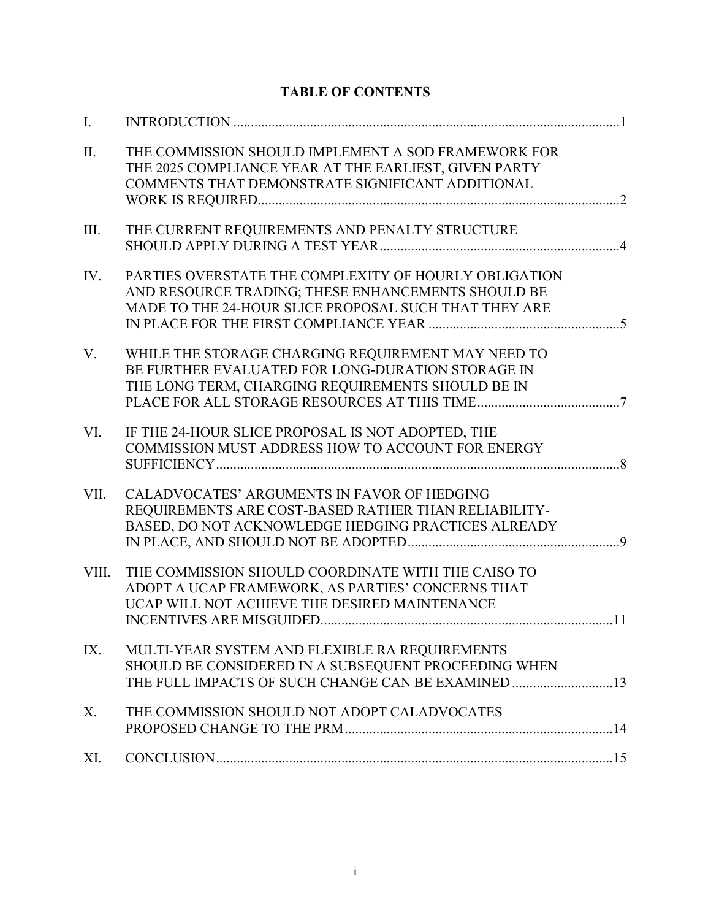**TABLE OF CONTENTS**

| | | |
|---|---|---|
| I. | INTRODUCTION | 1 |
| II. | THE COMMISSION SHOULD IMPLEMENT A SOD FRAMEWORK FOR THE 2025 COMPLIANCE YEAR AT THE EARLIEST, GIVEN PARTY COMMENTS THAT DEMONSTRATE SIGNIFICANT ADDITIONAL WORK IS REQUIRED | 2 |
| III. | THE CURRENT REQUIREMENTS AND PENALTY STRUCTURE SHOULD APPLY DURING A TEST YEAR | 4 |
| IV. | PARTIES OVERSTATE THE COMPLEXITY OF HOURLY OBLIGATION AND RESOURCE TRADING; THESE ENHANCEMENTS SHOULD BE MADE TO THE 24-HOUR SLICE PROPOSAL SUCH THAT THEY ARE IN PLACE FOR THE FIRST COMPLIANCE YEAR | 5 |
| V. | WHILE THE STORAGE CHARGING REQUIREMENT MAY NEED TO BE FURTHER EVALUATED FOR LONG-DURATION STORAGE IN THE LONG TERM, CHARGING REQUIREMENTS SHOULD BE IN PLACE FOR ALL STORAGE RESOURCES AT THIS TIME | 7 |
| VI. | IF THE 24-HOUR SLICE PROPOSAL IS NOT ADOPTED, THE COMMISSION MUST ADDRESS HOW TO ACCOUNT FOR ENERGY SUFFICIENCY | 8 |
| VII. | CALADVOCATES' ARGUMENTS IN FAVOR OF HEDGING REQUIREMENTS ARE COST-BASED RATHER THAN RELIABILITY-BASED, DO NOT ACKNOWLEDGE HEDGING PRACTICES ALREADY IN PLACE, AND SHOULD NOT BE ADOPTED | 9 |
| VIII. | THE COMMISSION SHOULD COORDINATE WITH THE CAISO TO ADOPT A UCAP FRAMEWORK, AS PARTIES' CONCERNS THAT UCAP WILL NOT ACHIEVE THE DESIRED MAINTENANCE INCENTIVES ARE MISGUIDED | 11 |
| IX. | MULTI-YEAR SYSTEM AND FLEXIBLE RA REQUIREMENTS SHOULD BE CONSIDERED IN A SUBSEQUENT PROCEEDING WHEN THE FULL IMPACTS OF SUCH CHANGE CAN BE EXAMINED | 13 |
| X. | THE COMMISSION SHOULD NOT ADOPT CALADVOCATES PROPOSED CHANGE TO THE PRM | 14 |
| XI. | CONCLUSION | 15 |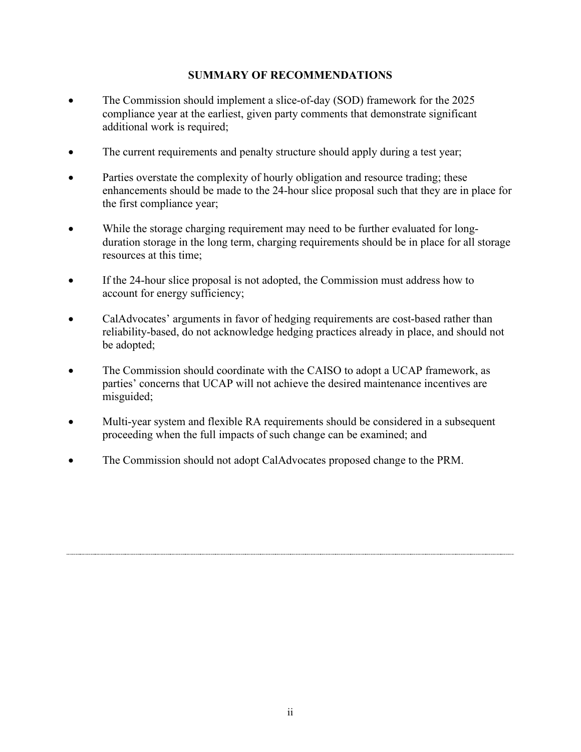## SUMMARY OF RECOMMENDATIONS

- The Commission should implement a slice-of-day (SOD) framework for the 2025 compliance year at the earliest, given party comments that demonstrate significant additional work is required;
- The current requirements and penalty structure should apply during a test year;
- Parties overstate the complexity of hourly obligation and resource trading; these enhancements should be made to the 24-hour slice proposal such that they are in place for the first compliance year;
- While the storage charging requirement may need to be further evaluated for long-duration storage in the long term, charging requirements should be in place for all storage resources at this time;
- If the 24-hour slice proposal is not adopted, the Commission must address how to account for energy sufficiency;
- CalAdvocates' arguments in favor of hedging requirements are cost-based rather than reliability-based, do not acknowledge hedging practices already in place, and should not be adopted;
- The Commission should coordinate with the CAISO to adopt a UCAP framework, as parties' concerns that UCAP will not achieve the desired maintenance incentives are misguided;
- Multi-year system and flexible RA requirements should be considered in a subsequent proceeding when the full impacts of such change can be examined; and
- The Commission should not adopt CalAdvocates proposed change to the PRM.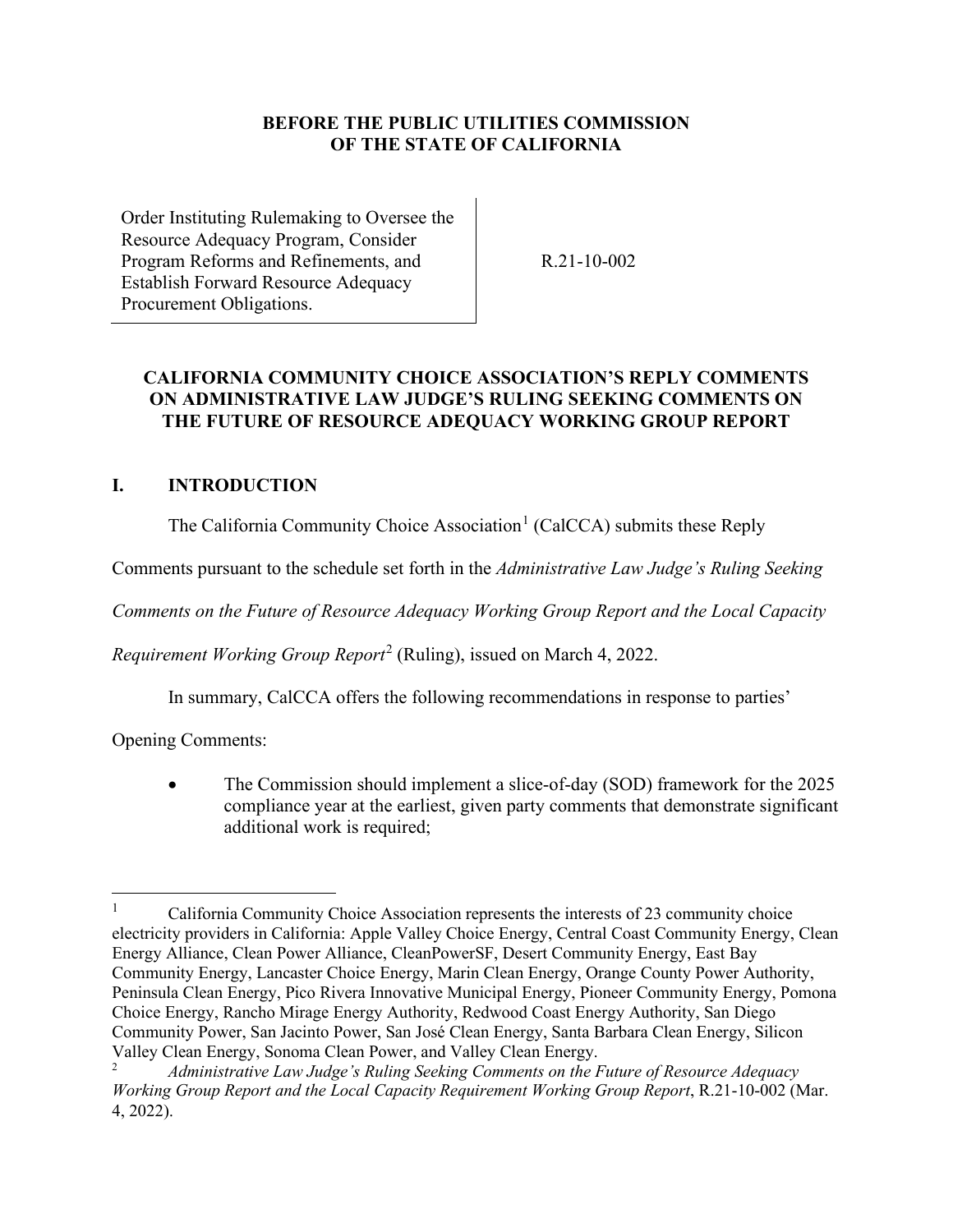**BEFORE THE PUBLIC UTILITIES COMMISSION OF THE STATE OF CALIFORNIA**

| | |
|---|---|
| Order Instituting Rulemaking to Oversee the Resource Adequacy Program, Consider Program Reforms and Refinements, and Establish Forward Resource Adequacy Procurement Obligations. | R.21-10-002 |

**CALIFORNIA COMMUNITY CHOICE ASSOCIATION'S REPLY COMMENTS ON ADMINISTRATIVE LAW JUDGE'S RULING SEEKING COMMENTS ON THE FUTURE OF RESOURCE ADEQUACY WORKING GROUP REPORT**

# I. INTRODUCTION

The California Community Choice Association[1] (CalCCA) submits these Reply Comments pursuant to the schedule set forth in the *Administrative Law Judge's Ruling Seeking Comments on the Future of Resource Adequacy Working Group Report and the Local Capacity Requirement Working Group Report*[2] (Ruling), issued on March 4, 2022.

In summary, CalCCA offers the following recommendations in response to parties' Opening Comments:

- The Commission should implement a slice-of-day (SOD) framework for the 2025 compliance year at the earliest, given party comments that demonstrate significant additional work is required;

---

[1] California Community Choice Association represents the interests of 23 community choice electricity providers in California: Apple Valley Choice Energy, Central Coast Community Energy, Clean Energy Alliance, Clean Power Alliance, CleanPowerSF, Desert Community Energy, East Bay Community Energy, Lancaster Choice Energy, Marin Clean Energy, Orange County Power Authority, Peninsula Clean Energy, Pico Rivera Innovative Municipal Energy, Pioneer Community Energy, Pomona Choice Energy, Rancho Mirage Energy Authority, Redwood Coast Energy Authority, San Diego Community Power, San Jacinto Power, San José Clean Energy, Santa Barbara Clean Energy, Silicon Valley Clean Energy, Sonoma Clean Power, and Valley Clean Energy.

[2] *Administrative Law Judge's Ruling Seeking Comments on the Future of Resource Adequacy Working Group Report and the Local Capacity Requirement Working Group Report*, R.21-10-002 (Mar. 4, 2022).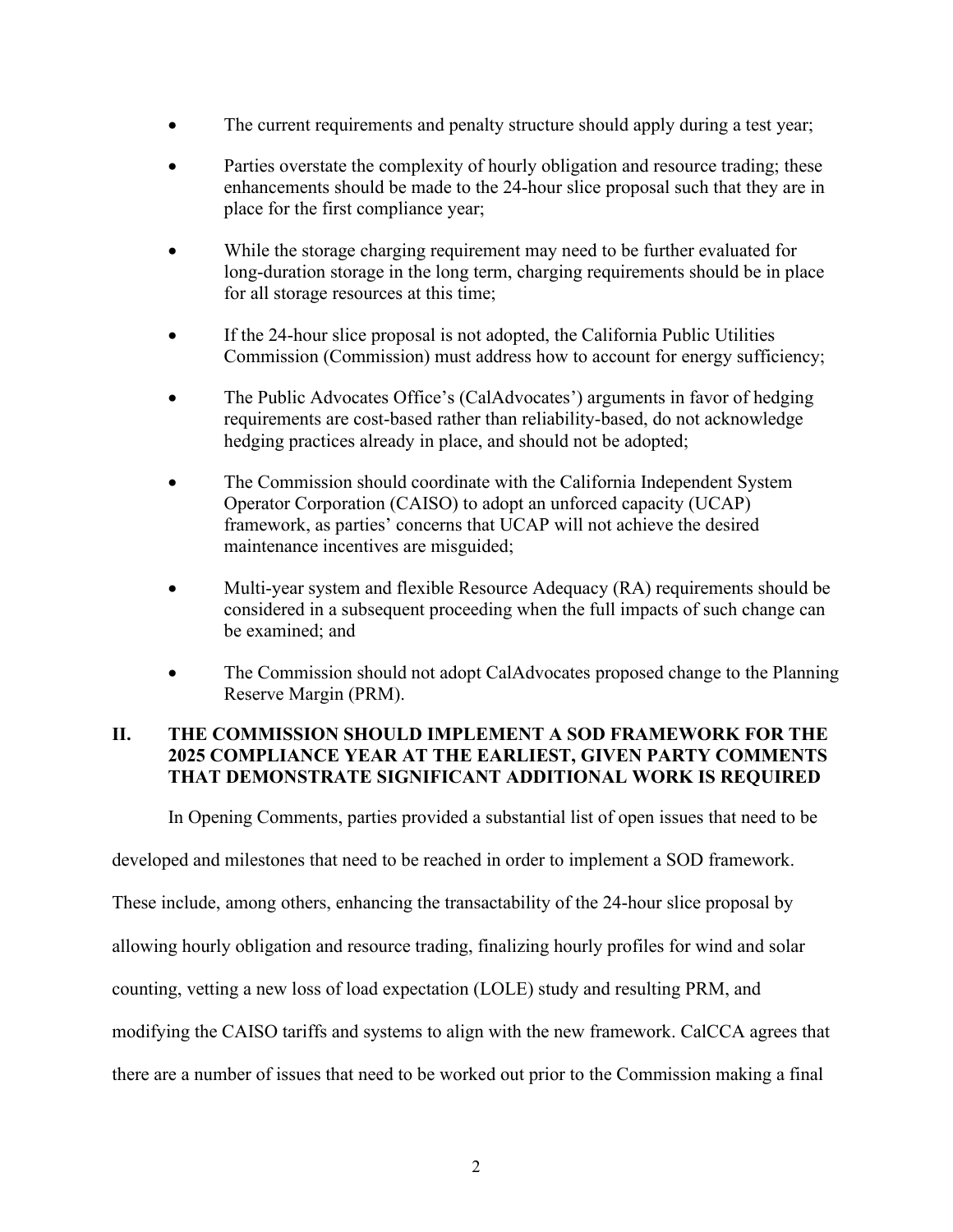- The current requirements and penalty structure should apply during a test year;
- Parties overstate the complexity of hourly obligation and resource trading; these enhancements should be made to the 24-hour slice proposal such that they are in place for the first compliance year;
- While the storage charging requirement may need to be further evaluated for long-duration storage in the long term, charging requirements should be in place for all storage resources at this time;
- If the 24-hour slice proposal is not adopted, the California Public Utilities Commission (Commission) must address how to account for energy sufficiency;
- The Public Advocates Office's (CalAdvocates') arguments in favor of hedging requirements are cost-based rather than reliability-based, do not acknowledge hedging practices already in place, and should not be adopted;
- The Commission should coordinate with the California Independent System Operator Corporation (CAISO) to adopt an unforced capacity (UCAP) framework, as parties' concerns that UCAP will not achieve the desired maintenance incentives are misguided;
- Multi-year system and flexible Resource Adequacy (RA) requirements should be considered in a subsequent proceeding when the full impacts of such change can be examined; and
- The Commission should not adopt CalAdvocates proposed change to the Planning Reserve Margin (PRM).

## II. THE COMMISSION SHOULD IMPLEMENT A SOD FRAMEWORK FOR THE 2025 COMPLIANCE YEAR AT THE EARLIEST, GIVEN PARTY COMMENTS THAT DEMONSTRATE SIGNIFICANT ADDITIONAL WORK IS REQUIRED

In Opening Comments, parties provided a substantial list of open issues that need to be developed and milestones that need to be reached in order to implement a SOD framework. These include, among others, enhancing the transactability of the 24-hour slice proposal by allowing hourly obligation and resource trading, finalizing hourly profiles for wind and solar counting, vetting a new loss of load expectation (LOLE) study and resulting PRM, and modifying the CAISO tariffs and systems to align with the new framework. CalCCA agrees that there are a number of issues that need to be worked out prior to the Commission making a final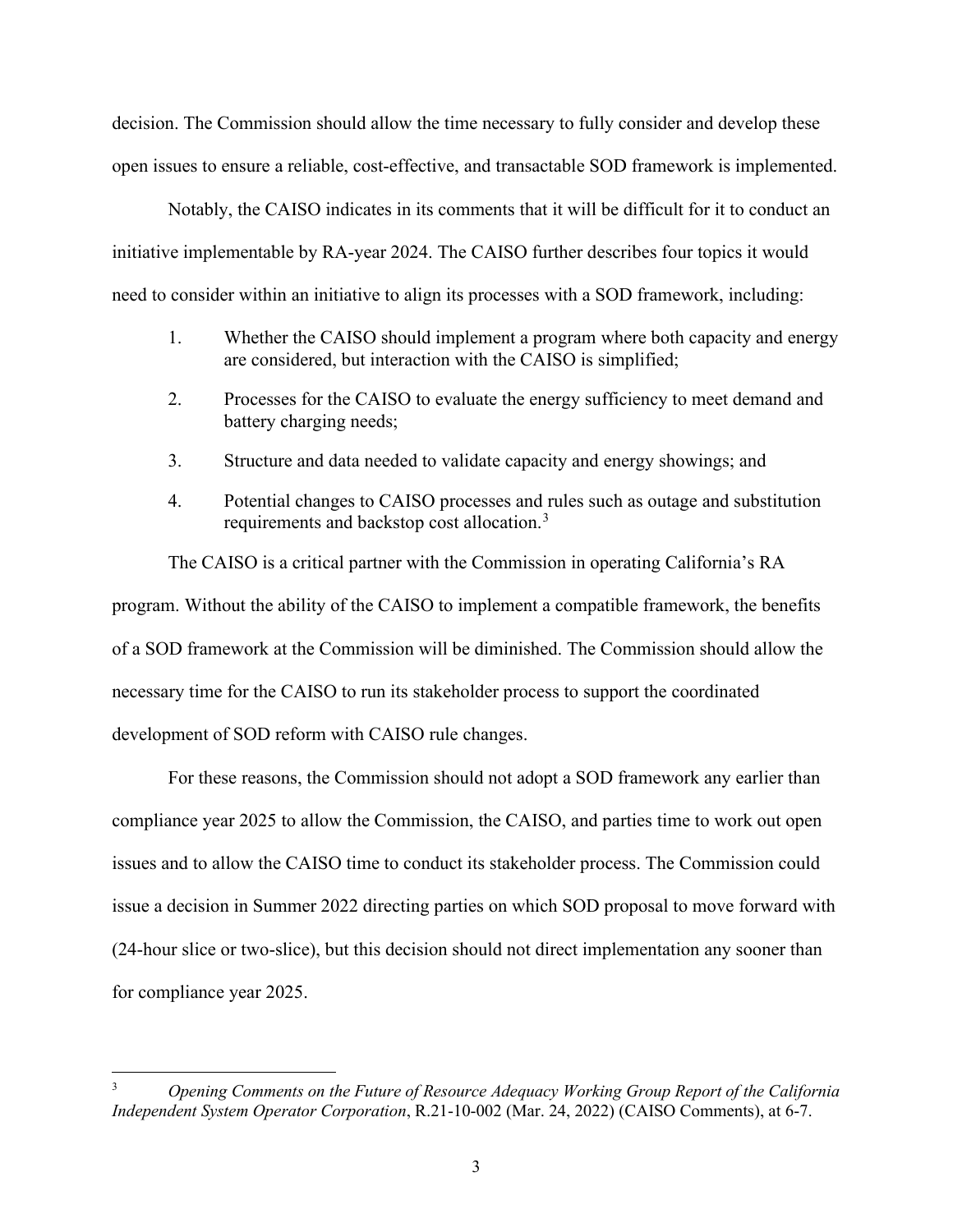decision. The Commission should allow the time necessary to fully consider and develop these open issues to ensure a reliable, cost-effective, and transactable SOD framework is implemented.

Notably, the CAISO indicates in its comments that it will be difficult for it to conduct an initiative implementable by RA-year 2024. The CAISO further describes four topics it would need to consider within an initiative to align its processes with a SOD framework, including:

1. Whether the CAISO should implement a program where both capacity and energy are considered, but interaction with the CAISO is simplified;
2. Processes for the CAISO to evaluate the energy sufficiency to meet demand and battery charging needs;
3. Structure and data needed to validate capacity and energy showings; and
4. Potential changes to CAISO processes and rules such as outage and substitution requirements and backstop cost allocation.[3]

The CAISO is a critical partner with the Commission in operating California's RA program. Without the ability of the CAISO to implement a compatible framework, the benefits of a SOD framework at the Commission will be diminished. The Commission should allow the necessary time for the CAISO to run its stakeholder process to support the coordinated development of SOD reform with CAISO rule changes.

For these reasons, the Commission should not adopt a SOD framework any earlier than compliance year 2025 to allow the Commission, the CAISO, and parties time to work out open issues and to allow the CAISO time to conduct its stakeholder process. The Commission could issue a decision in Summer 2022 directing parties on which SOD proposal to move forward with (24-hour slice or two-slice), but this decision should not direct implementation any sooner than for compliance year 2025.

---

[3] *Opening Comments on the Future of Resource Adequacy Working Group Report of the California Independent System Operator Corporation*, R.21-10-002 (Mar. 24, 2022) (CAISO Comments), at 6-7.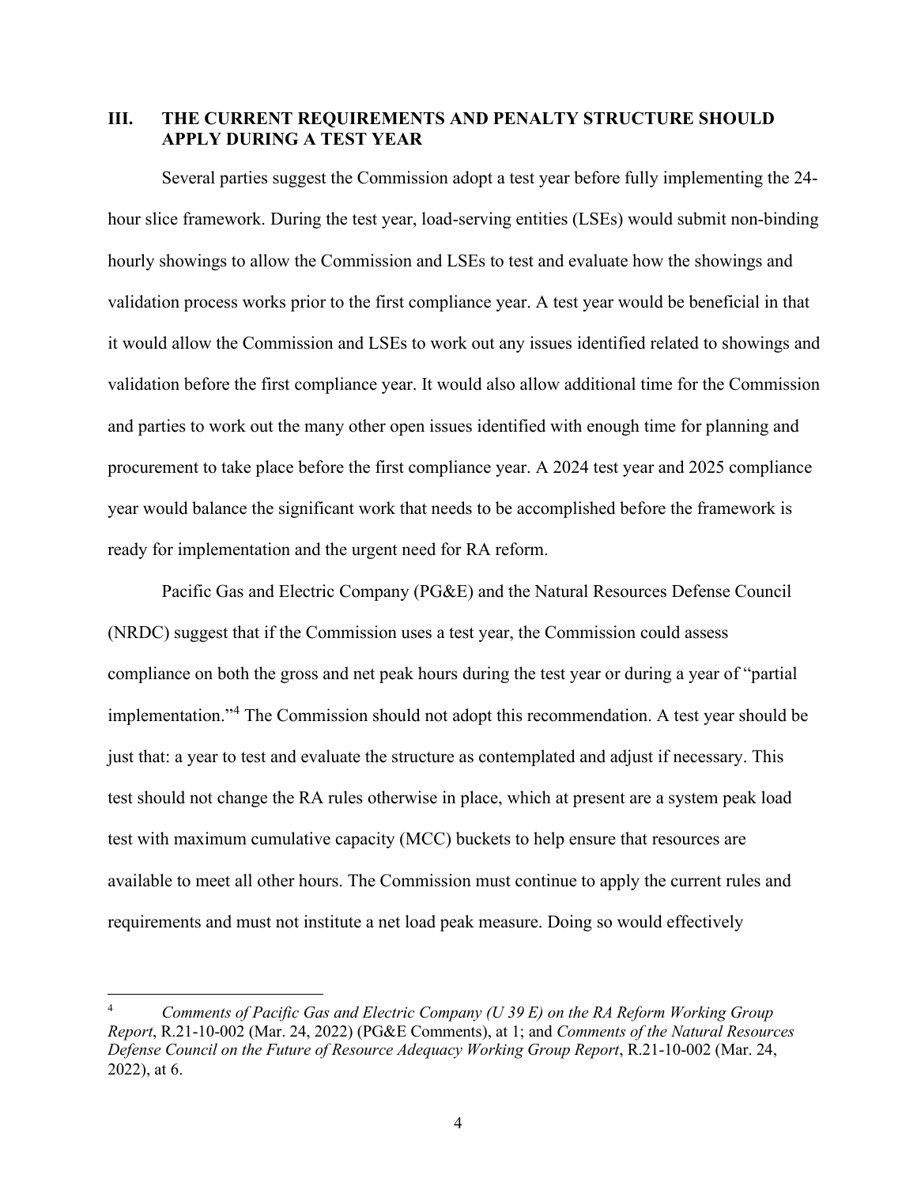## III. THE CURRENT REQUIREMENTS AND PENALTY STRUCTURE SHOULD APPLY DURING A TEST YEAR

Several parties suggest the Commission adopt a test year before fully implementing the 24-hour slice framework. During the test year, load-serving entities (LSEs) would submit non-binding hourly showings to allow the Commission and LSEs to test and evaluate how the showings and validation process works prior to the first compliance year. A test year would be beneficial in that it would allow the Commission and LSEs to work out any issues identified related to showings and validation before the first compliance year. It would also allow additional time for the Commission and parties to work out the many other open issues identified with enough time for planning and procurement to take place before the first compliance year. A 2024 test year and 2025 compliance year would balance the significant work that needs to be accomplished before the framework is ready for implementation and the urgent need for RA reform.

Pacific Gas and Electric Company (PG&E) and the Natural Resources Defense Council (NRDC) suggest that if the Commission uses a test year, the Commission could assess compliance on both the gross and net peak hours during the test year or during a year of "partial implementation."[4] The Commission should not adopt this recommendation. A test year should be just that: a year to test and evaluate the structure as contemplated and adjust if necessary. This test should not change the RA rules otherwise in place, which at present are a system peak load test with maximum cumulative capacity (MCC) buckets to help ensure that resources are available to meet all other hours. The Commission must continue to apply the current rules and requirements and must not institute a net load peak measure. Doing so would effectively

---

[4] *Comments of Pacific Gas and Electric Company (U 39 E) on the RA Reform Working Group Report*, R.21-10-002 (Mar. 24, 2022) (PG&E Comments), at 1; and *Comments of the Natural Resources Defense Council on the Future of Resource Adequacy Working Group Report*, R.21-10-002 (Mar. 24, 2022), at 6.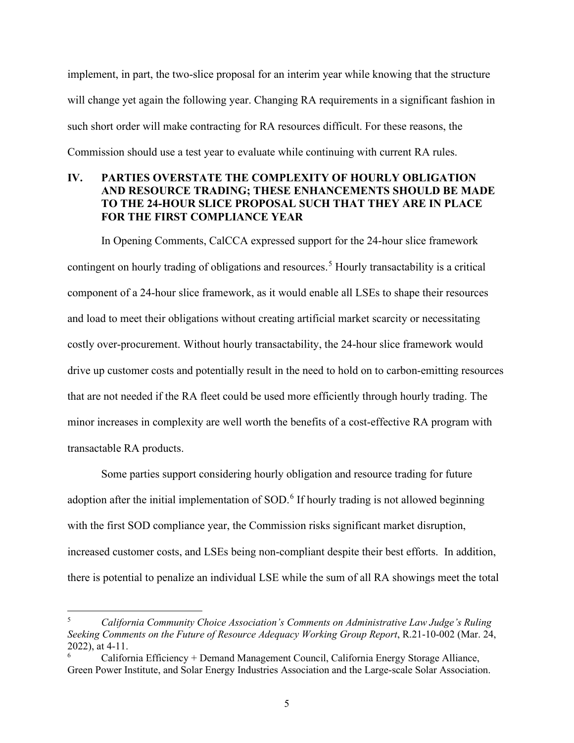implement, in part, the two-slice proposal for an interim year while knowing that the structure will change yet again the following year. Changing RA requirements in a significant fashion in such short order will make contracting for RA resources difficult. For these reasons, the Commission should use a test year to evaluate while continuing with current RA rules.

## IV. PARTIES OVERSTATE THE COMPLEXITY OF HOURLY OBLIGATION AND RESOURCE TRADING; THESE ENHANCEMENTS SHOULD BE MADE TO THE 24-HOUR SLICE PROPOSAL SUCH THAT THEY ARE IN PLACE FOR THE FIRST COMPLIANCE YEAR

In Opening Comments, CalCCA expressed support for the 24-hour slice framework contingent on hourly trading of obligations and resources.[5] Hourly transactability is a critical component of a 24-hour slice framework, as it would enable all LSEs to shape their resources and load to meet their obligations without creating artificial market scarcity or necessitating costly over-procurement. Without hourly transactability, the 24-hour slice framework would drive up customer costs and potentially result in the need to hold on to carbon-emitting resources that are not needed if the RA fleet could be used more efficiently through hourly trading. The minor increases in complexity are well worth the benefits of a cost-effective RA program with transactable RA products.

Some parties support considering hourly obligation and resource trading for future adoption after the initial implementation of SOD.[6] If hourly trading is not allowed beginning with the first SOD compliance year, the Commission risks significant market disruption, increased customer costs, and LSEs being non-compliant despite their best efforts. In addition, there is potential to penalize an individual LSE while the sum of all RA showings meet the total

---

[5] *California Community Choice Association's Comments on Administrative Law Judge's Ruling Seeking Comments on the Future of Resource Adequacy Working Group Report*, R.21-10-002 (Mar. 24, 2022), at 4-11.

[6] California Efficiency + Demand Management Council, California Energy Storage Alliance, Green Power Institute, and Solar Energy Industries Association and the Large-scale Solar Association.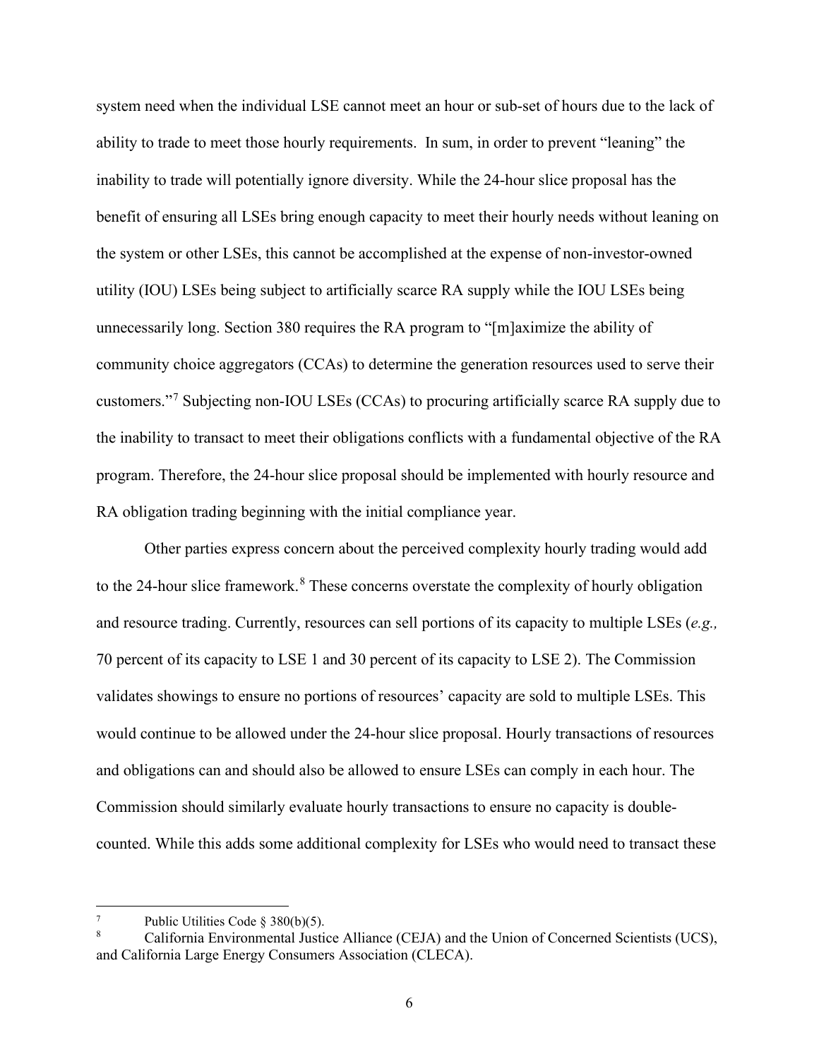system need when the individual LSE cannot meet an hour or sub-set of hours due to the lack of ability to trade to meet those hourly requirements. In sum, in order to prevent "leaning" the inability to trade will potentially ignore diversity. While the 24-hour slice proposal has the benefit of ensuring all LSEs bring enough capacity to meet their hourly needs without leaning on the system or other LSEs, this cannot be accomplished at the expense of non-investor-owned utility (IOU) LSEs being subject to artificially scarce RA supply while the IOU LSEs being unnecessarily long. Section 380 requires the RA program to "[m]aximize the ability of community choice aggregators (CCAs) to determine the generation resources used to serve their customers."[7] Subjecting non-IOU LSEs (CCAs) to procuring artificially scarce RA supply due to the inability to transact to meet their obligations conflicts with a fundamental objective of the RA program. Therefore, the 24-hour slice proposal should be implemented with hourly resource and RA obligation trading beginning with the initial compliance year.

Other parties express concern about the perceived complexity hourly trading would add to the 24-hour slice framework.[8] These concerns overstate the complexity of hourly obligation and resource trading. Currently, resources can sell portions of its capacity to multiple LSEs (*e.g.,* 70 percent of its capacity to LSE 1 and 30 percent of its capacity to LSE 2). The Commission validates showings to ensure no portions of resources' capacity are sold to multiple LSEs. This would continue to be allowed under the 24-hour slice proposal. Hourly transactions of resources and obligations can and should also be allowed to ensure LSEs can comply in each hour. The Commission should similarly evaluate hourly transactions to ensure no capacity is double-counted. While this adds some additional complexity for LSEs who would need to transact these

---

[7] Public Utilities Code § 380(b)(5).

[8] California Environmental Justice Alliance (CEJA) and the Union of Concerned Scientists (UCS), and California Large Energy Consumers Association (CLECA).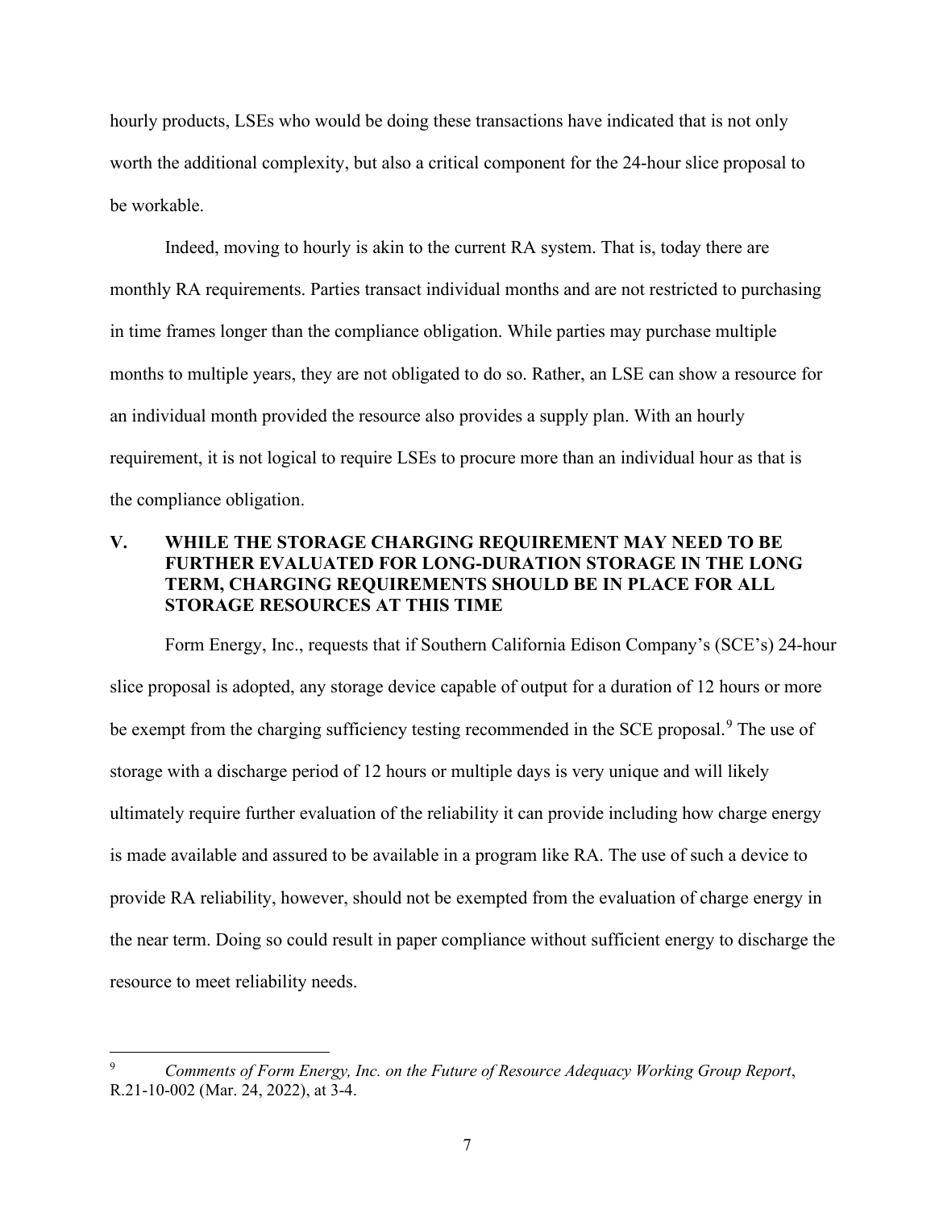hourly products, LSEs who would be doing these transactions have indicated that is not only worth the additional complexity, but also a critical component for the 24-hour slice proposal to be workable.

Indeed, moving to hourly is akin to the current RA system. That is, today there are monthly RA requirements. Parties transact individual months and are not restricted to purchasing in time frames longer than the compliance obligation. While parties may purchase multiple months to multiple years, they are not obligated to do so. Rather, an LSE can show a resource for an individual month provided the resource also provides a supply plan. With an hourly requirement, it is not logical to require LSEs to procure more than an individual hour as that is the compliance obligation.

## V. WHILE THE STORAGE CHARGING REQUIREMENT MAY NEED TO BE FURTHER EVALUATED FOR LONG-DURATION STORAGE IN THE LONG TERM, CHARGING REQUIREMENTS SHOULD BE IN PLACE FOR ALL STORAGE RESOURCES AT THIS TIME

Form Energy, Inc., requests that if Southern California Edison Company's (SCE's) 24-hour slice proposal is adopted, any storage device capable of output for a duration of 12 hours or more be exempt from the charging sufficiency testing recommended in the SCE proposal.[9] The use of storage with a discharge period of 12 hours or multiple days is very unique and will likely ultimately require further evaluation of the reliability it can provide including how charge energy is made available and assured to be available in a program like RA. The use of such a device to provide RA reliability, however, should not be exempted from the evaluation of charge energy in the near term. Doing so could result in paper compliance without sufficient energy to discharge the resource to meet reliability needs.

---

[9] *Comments of Form Energy, Inc. on the Future of Resource Adequacy Working Group Report*, R.21-10-002 (Mar. 24, 2022), at 3-4.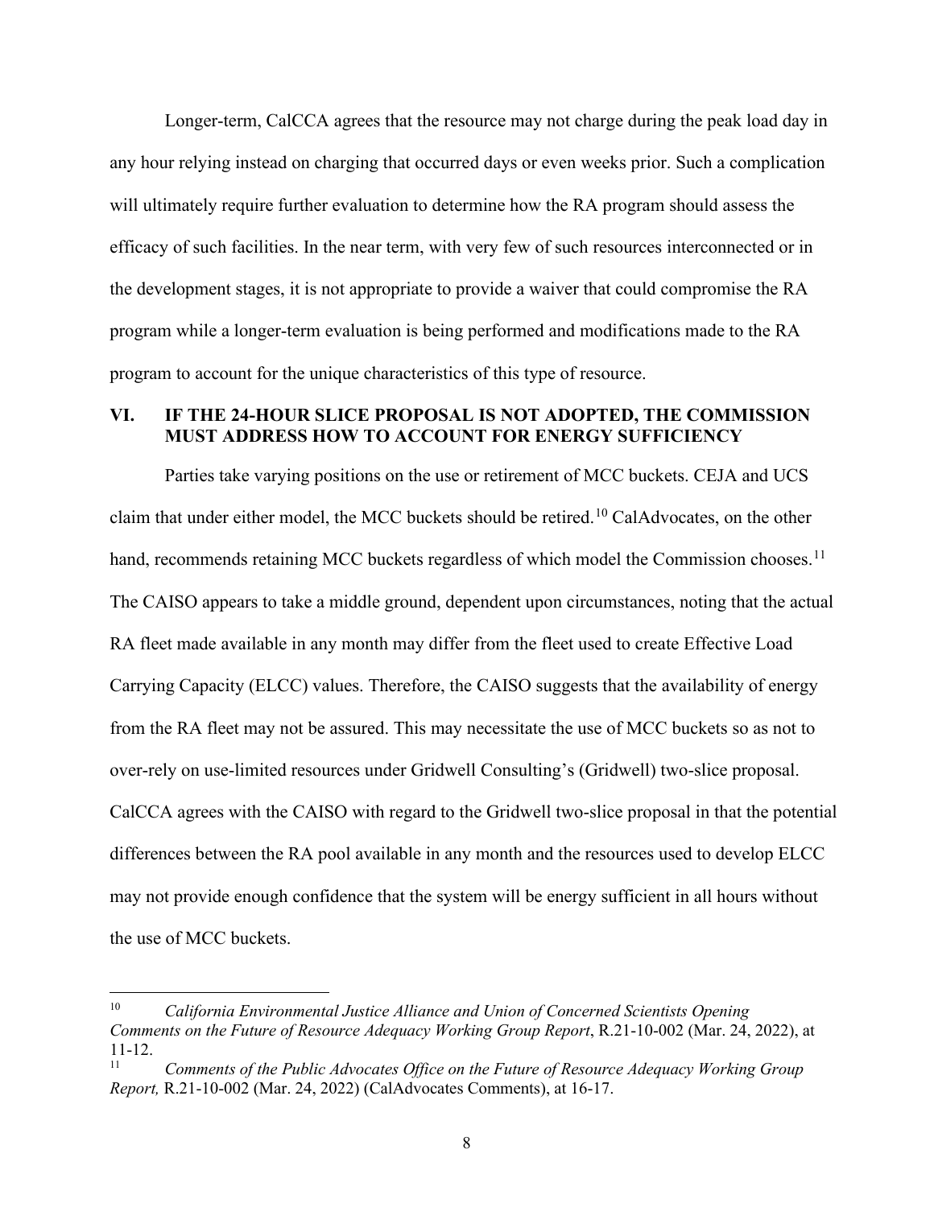Longer-term, CalCCA agrees that the resource may not charge during the peak load day in any hour relying instead on charging that occurred days or even weeks prior. Such a complication will ultimately require further evaluation to determine how the RA program should assess the efficacy of such facilities. In the near term, with very few of such resources interconnected or in the development stages, it is not appropriate to provide a waiver that could compromise the RA program while a longer-term evaluation is being performed and modifications made to the RA program to account for the unique characteristics of this type of resource.

## VI. IF THE 24-HOUR SLICE PROPOSAL IS NOT ADOPTED, THE COMMISSION MUST ADDRESS HOW TO ACCOUNT FOR ENERGY SUFFICIENCY

Parties take varying positions on the use or retirement of MCC buckets. CEJA and UCS claim that under either model, the MCC buckets should be retired.[10] CalAdvocates, on the other hand, recommends retaining MCC buckets regardless of which model the Commission chooses.[11] The CAISO appears to take a middle ground, dependent upon circumstances, noting that the actual RA fleet made available in any month may differ from the fleet used to create Effective Load Carrying Capacity (ELCC) values. Therefore, the CAISO suggests that the availability of energy from the RA fleet may not be assured. This may necessitate the use of MCC buckets so as not to over-rely on use-limited resources under Gridwell Consulting's (Gridwell) two-slice proposal. CalCCA agrees with the CAISO with regard to the Gridwell two-slice proposal in that the potential differences between the RA pool available in any month and the resources used to develop ELCC may not provide enough confidence that the system will be energy sufficient in all hours without the use of MCC buckets.

---

[10] *California Environmental Justice Alliance and Union of Concerned Scientists Opening Comments on the Future of Resource Adequacy Working Group Report*, R.21-10-002 (Mar. 24, 2022), at 11-12.

[11] *Comments of the Public Advocates Office on the Future of Resource Adequacy Working Group Report,* R.21-10-002 (Mar. 24, 2022) (CalAdvocates Comments), at 16-17.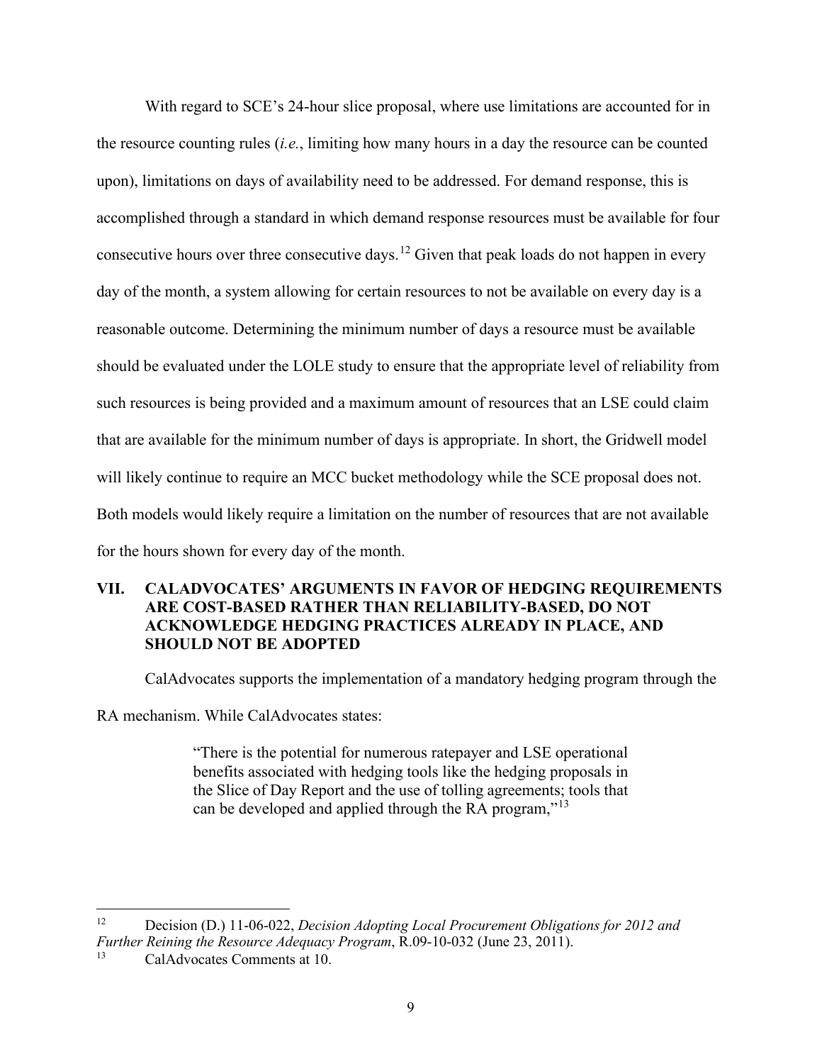With regard to SCE's 24-hour slice proposal, where use limitations are accounted for in the resource counting rules (*i.e.*, limiting how many hours in a day the resource can be counted upon), limitations on days of availability need to be addressed. For demand response, this is accomplished through a standard in which demand response resources must be available for four consecutive hours over three consecutive days.[12] Given that peak loads do not happen in every day of the month, a system allowing for certain resources to not be available on every day is a reasonable outcome. Determining the minimum number of days a resource must be available should be evaluated under the LOLE study to ensure that the appropriate level of reliability from such resources is being provided and a maximum amount of resources that an LSE could claim that are available for the minimum number of days is appropriate. In short, the Gridwell model will likely continue to require an MCC bucket methodology while the SCE proposal does not. Both models would likely require a limitation on the number of resources that are not available for the hours shown for every day of the month.

## VII. CALADVOCATES' ARGUMENTS IN FAVOR OF HEDGING REQUIREMENTS ARE COST-BASED RATHER THAN RELIABILITY-BASED, DO NOT ACKNOWLEDGE HEDGING PRACTICES ALREADY IN PLACE, AND SHOULD NOT BE ADOPTED

CalAdvocates supports the implementation of a mandatory hedging program through the RA mechanism. While CalAdvocates states:

> "There is the potential for numerous ratepayer and LSE operational benefits associated with hedging tools like the hedging proposals in the Slice of Day Report and the use of tolling agreements; tools that can be developed and applied through the RA program,"[13]

---

[12] Decision (D.) 11-06-022, *Decision Adopting Local Procurement Obligations for 2012 and Further Reining the Resource Adequacy Program*, R.09-10-032 (June 23, 2011).

[13] CalAdvocates Comments at 10.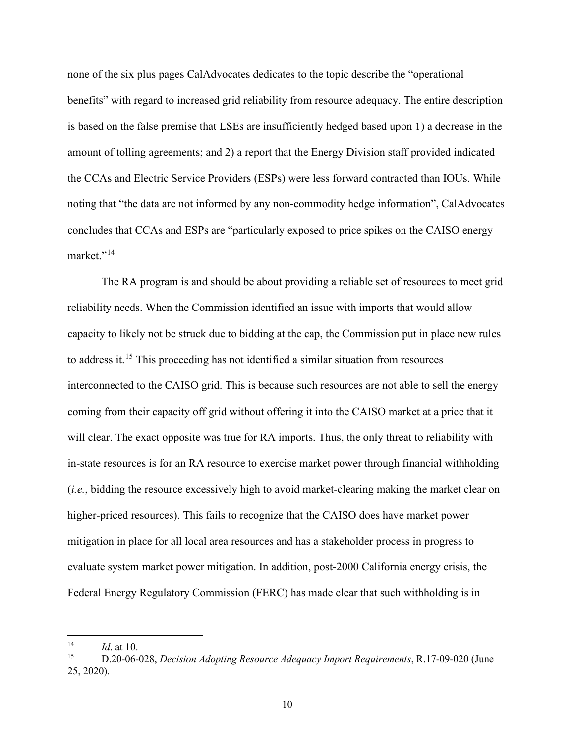none of the six plus pages CalAdvocates dedicates to the topic describe the "operational benefits" with regard to increased grid reliability from resource adequacy. The entire description is based on the false premise that LSEs are insufficiently hedged based upon 1) a decrease in the amount of tolling agreements; and 2) a report that the Energy Division staff provided indicated the CCAs and Electric Service Providers (ESPs) were less forward contracted than IOUs. While noting that "the data are not informed by any non-commodity hedge information", CalAdvocates concludes that CCAs and ESPs are "particularly exposed to price spikes on the CAISO energy market."[14]

The RA program is and should be about providing a reliable set of resources to meet grid reliability needs. When the Commission identified an issue with imports that would allow capacity to likely not be struck due to bidding at the cap, the Commission put in place new rules to address it.[15] This proceeding has not identified a similar situation from resources interconnected to the CAISO grid. This is because such resources are not able to sell the energy coming from their capacity off grid without offering it into the CAISO market at a price that it will clear. The exact opposite was true for RA imports. Thus, the only threat to reliability with in-state resources is for an RA resource to exercise market power through financial withholding (*i.e.*, bidding the resource excessively high to avoid market-clearing making the market clear on higher-priced resources). This fails to recognize that the CAISO does have market power mitigation in place for all local area resources and has a stakeholder process in progress to evaluate system market power mitigation. In addition, post-2000 California energy crisis, the Federal Energy Regulatory Commission (FERC) has made clear that such withholding is in

---

[14] *Id*. at 10.

[15] D.20-06-028, *Decision Adopting Resource Adequacy Import Requirements*, R.17-09-020 (June 25, 2020).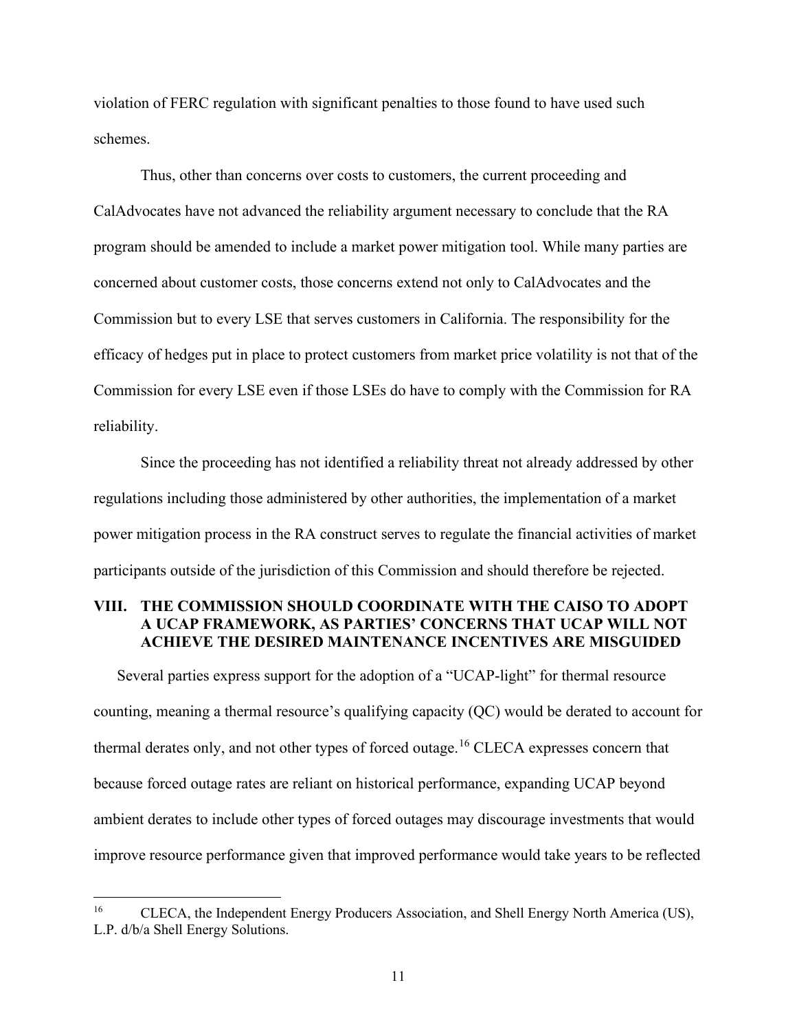violation of FERC regulation with significant penalties to those found to have used such schemes.

Thus, other than concerns over costs to customers, the current proceeding and CalAdvocates have not advanced the reliability argument necessary to conclude that the RA program should be amended to include a market power mitigation tool. While many parties are concerned about customer costs, those concerns extend not only to CalAdvocates and the Commission but to every LSE that serves customers in California. The responsibility for the efficacy of hedges put in place to protect customers from market price volatility is not that of the Commission for every LSE even if those LSEs do have to comply with the Commission for RA reliability.

Since the proceeding has not identified a reliability threat not already addressed by other regulations including those administered by other authorities, the implementation of a market power mitigation process in the RA construct serves to regulate the financial activities of market participants outside of the jurisdiction of this Commission and should therefore be rejected.

## VIII. THE COMMISSION SHOULD COORDINATE WITH THE CAISO TO ADOPT A UCAP FRAMEWORK, AS PARTIES' CONCERNS THAT UCAP WILL NOT ACHIEVE THE DESIRED MAINTENANCE INCENTIVES ARE MISGUIDED

Several parties express support for the adoption of a "UCAP-light" for thermal resource counting, meaning a thermal resource's qualifying capacity (QC) would be derated to account for thermal derates only, and not other types of forced outage.[16] CLECA expresses concern that because forced outage rates are reliant on historical performance, expanding UCAP beyond ambient derates to include other types of forced outages may discourage investments that would improve resource performance given that improved performance would take years to be reflected

---

[16] CLECA, the Independent Energy Producers Association, and Shell Energy North America (US), L.P. d/b/a Shell Energy Solutions.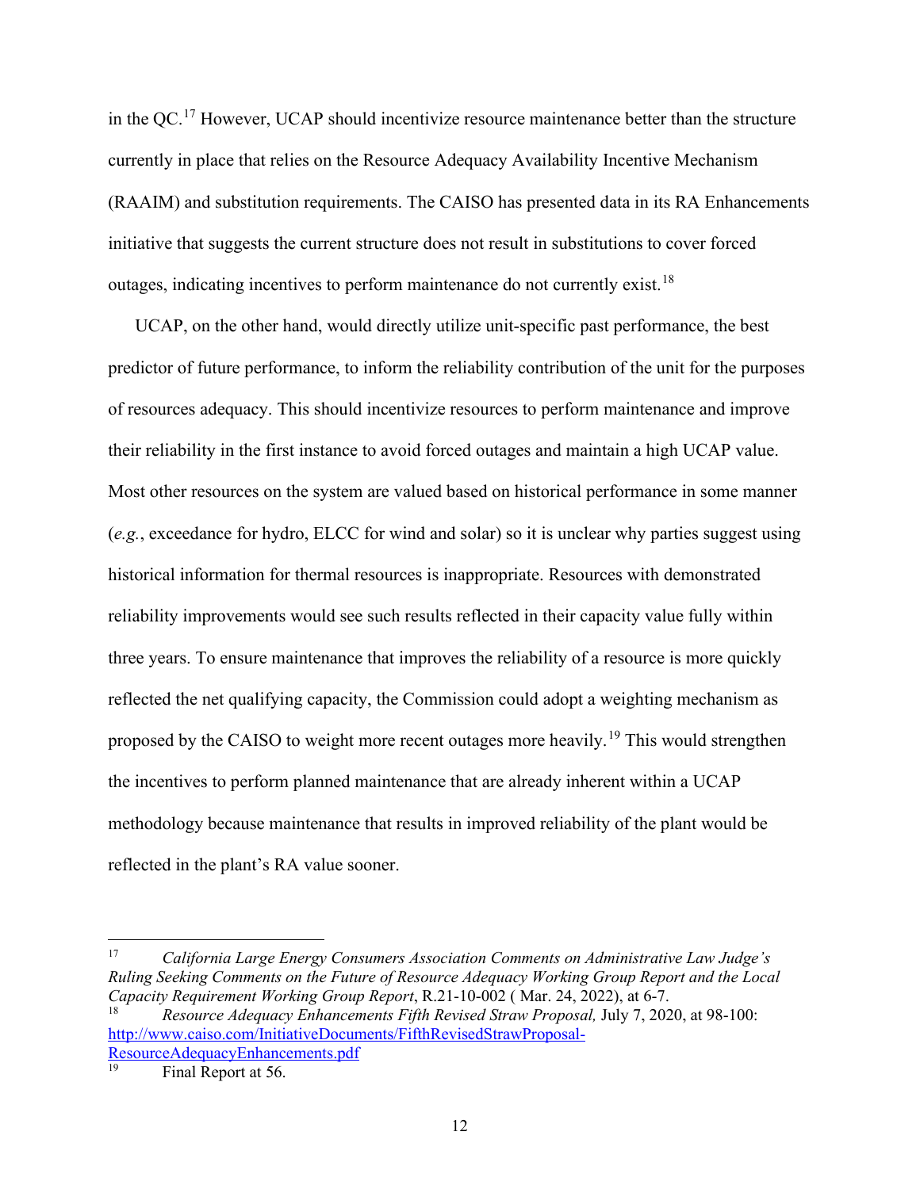in the QC.[17] However, UCAP should incentivize resource maintenance better than the structure currently in place that relies on the Resource Adequacy Availability Incentive Mechanism (RAAIM) and substitution requirements. The CAISO has presented data in its RA Enhancements initiative that suggests the current structure does not result in substitutions to cover forced outages, indicating incentives to perform maintenance do not currently exist.[18]

UCAP, on the other hand, would directly utilize unit-specific past performance, the best predictor of future performance, to inform the reliability contribution of the unit for the purposes of resources adequacy. This should incentivize resources to perform maintenance and improve their reliability in the first instance to avoid forced outages and maintain a high UCAP value. Most other resources on the system are valued based on historical performance in some manner (*e.g.*, exceedance for hydro, ELCC for wind and solar) so it is unclear why parties suggest using historical information for thermal resources is inappropriate. Resources with demonstrated reliability improvements would see such results reflected in their capacity value fully within three years. To ensure maintenance that improves the reliability of a resource is more quickly reflected the net qualifying capacity, the Commission could adopt a weighting mechanism as proposed by the CAISO to weight more recent outages more heavily.[19] This would strengthen the incentives to perform planned maintenance that are already inherent within a UCAP methodology because maintenance that results in improved reliability of the plant would be reflected in the plant's RA value sooner.

---

[17] *California Large Energy Consumers Association Comments on Administrative Law Judge's Ruling Seeking Comments on the Future of Resource Adequacy Working Group Report and the Local Capacity Requirement Working Group Report*, R.21-10-002 ( Mar. 24, 2022), at 6-7.

[18] *Resource Adequacy Enhancements Fifth Revised Straw Proposal,* July 7, 2020, at 98-100: http://www.caiso.com/InitiativeDocuments/FifthRevisedStrawProposal-ResourceAdequacyEnhancements.pdf

[19] Final Report at 56.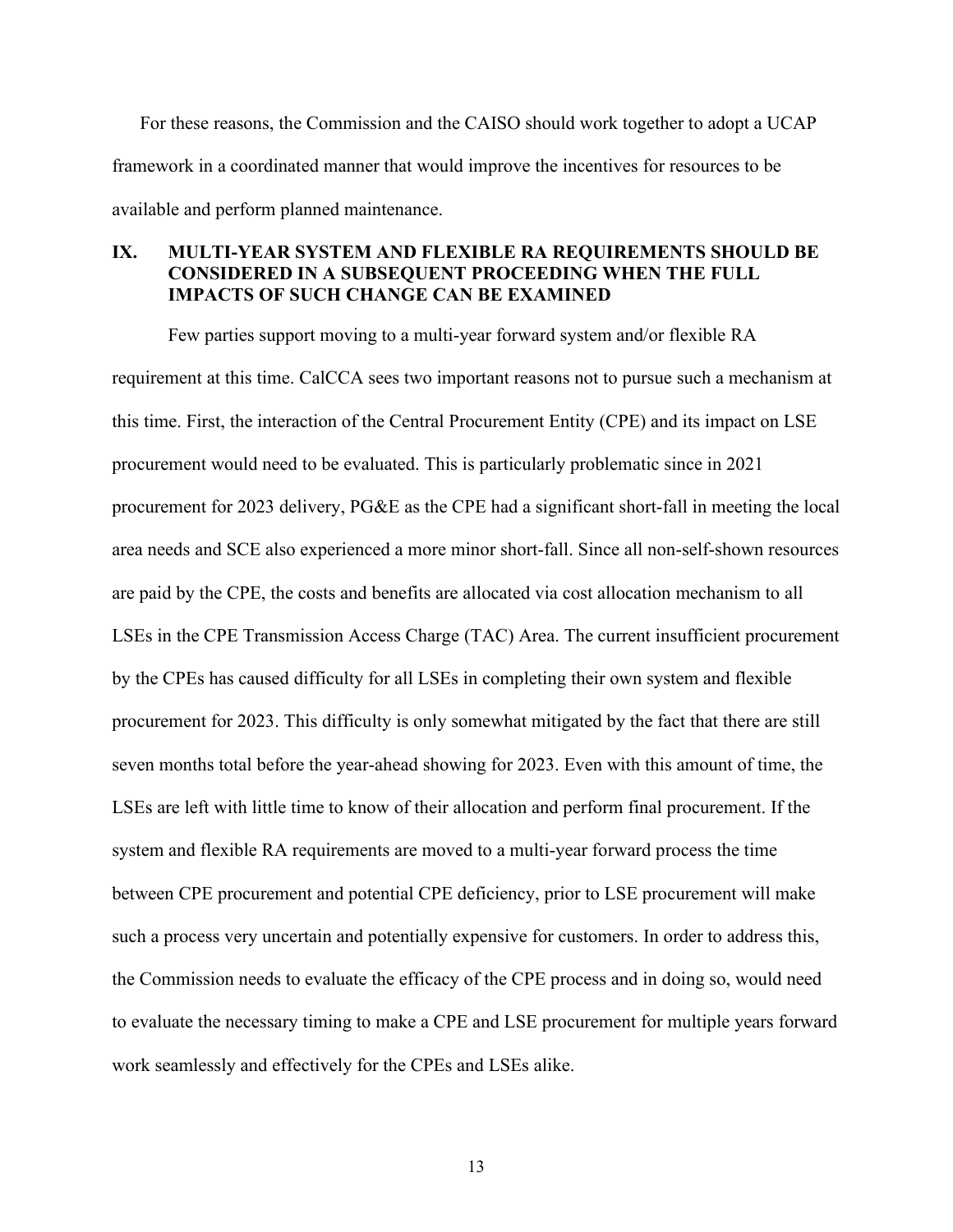For these reasons, the Commission and the CAISO should work together to adopt a UCAP framework in a coordinated manner that would improve the incentives for resources to be available and perform planned maintenance.

## IX. MULTI-YEAR SYSTEM AND FLEXIBLE RA REQUIREMENTS SHOULD BE CONSIDERED IN A SUBSEQUENT PROCEEDING WHEN THE FULL IMPACTS OF SUCH CHANGE CAN BE EXAMINED

Few parties support moving to a multi-year forward system and/or flexible RA requirement at this time. CalCCA sees two important reasons not to pursue such a mechanism at this time. First, the interaction of the Central Procurement Entity (CPE) and its impact on LSE procurement would need to be evaluated. This is particularly problematic since in 2021 procurement for 2023 delivery, PG&E as the CPE had a significant short-fall in meeting the local area needs and SCE also experienced a more minor short-fall. Since all non-self-shown resources are paid by the CPE, the costs and benefits are allocated via cost allocation mechanism to all LSEs in the CPE Transmission Access Charge (TAC) Area. The current insufficient procurement by the CPEs has caused difficulty for all LSEs in completing their own system and flexible procurement for 2023. This difficulty is only somewhat mitigated by the fact that there are still seven months total before the year-ahead showing for 2023. Even with this amount of time, the LSEs are left with little time to know of their allocation and perform final procurement. If the system and flexible RA requirements are moved to a multi-year forward process the time between CPE procurement and potential CPE deficiency, prior to LSE procurement will make such a process very uncertain and potentially expensive for customers. In order to address this, the Commission needs to evaluate the efficacy of the CPE process and in doing so, would need to evaluate the necessary timing to make a CPE and LSE procurement for multiple years forward work seamlessly and effectively for the CPEs and LSEs alike.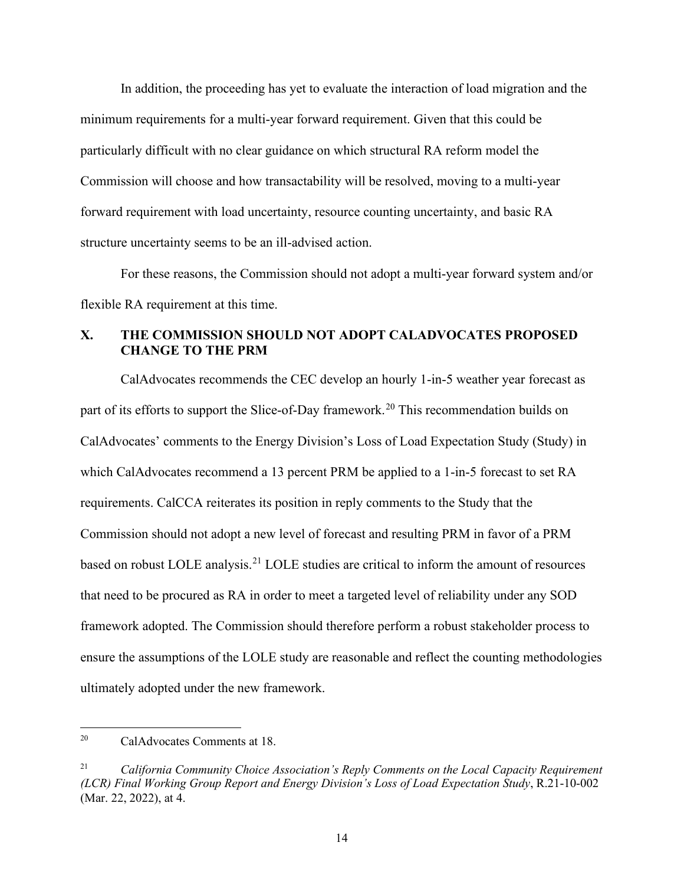In addition, the proceeding has yet to evaluate the interaction of load migration and the minimum requirements for a multi-year forward requirement. Given that this could be particularly difficult with no clear guidance on which structural RA reform model the Commission will choose and how transactability will be resolved, moving to a multi-year forward requirement with load uncertainty, resource counting uncertainty, and basic RA structure uncertainty seems to be an ill-advised action.

For these reasons, the Commission should not adopt a multi-year forward system and/or flexible RA requirement at this time.

## X. THE COMMISSION SHOULD NOT ADOPT CALADVOCATES PROPOSED CHANGE TO THE PRM

CalAdvocates recommends the CEC develop an hourly 1-in-5 weather year forecast as part of its efforts to support the Slice-of-Day framework.[20] This recommendation builds on CalAdvocates' comments to the Energy Division's Loss of Load Expectation Study (Study) in which CalAdvocates recommend a 13 percent PRM be applied to a 1-in-5 forecast to set RA requirements. CalCCA reiterates its position in reply comments to the Study that the Commission should not adopt a new level of forecast and resulting PRM in favor of a PRM based on robust LOLE analysis.[21] LOLE studies are critical to inform the amount of resources that need to be procured as RA in order to meet a targeted level of reliability under any SOD framework adopted. The Commission should therefore perform a robust stakeholder process to ensure the assumptions of the LOLE study are reasonable and reflect the counting methodologies ultimately adopted under the new framework.

---

[20] CalAdvocates Comments at 18.

[21] *California Community Choice Association's Reply Comments on the Local Capacity Requirement (LCR) Final Working Group Report and Energy Division's Loss of Load Expectation Study*, R.21-10-002 (Mar. 22, 2022), at 4.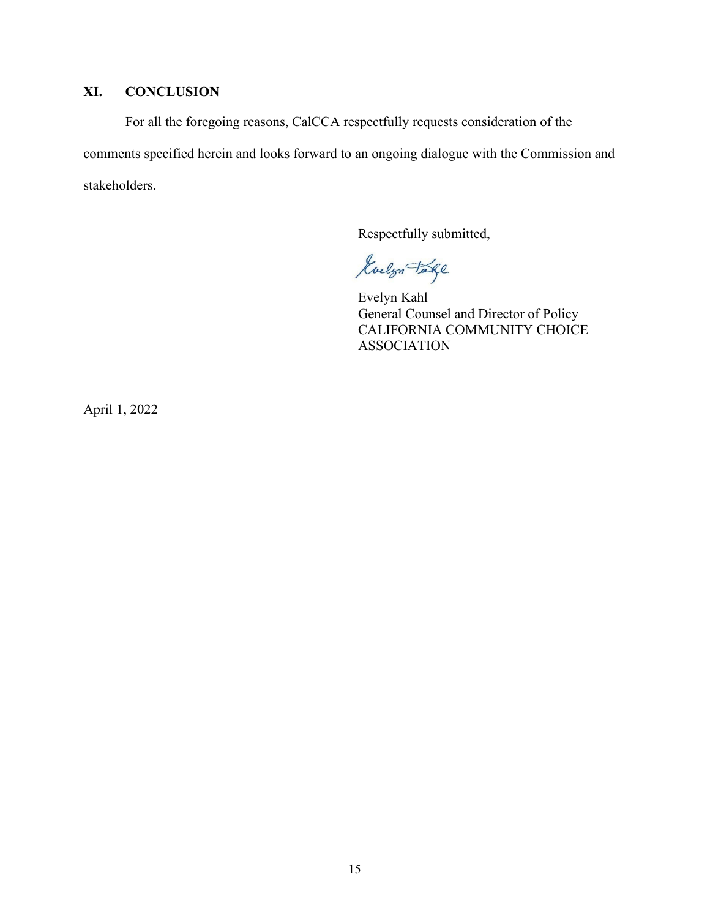## XI. CONCLUSION

For all the foregoing reasons, CalCCA respectfully requests consideration of the comments specified herein and looks forward to an ongoing dialogue with the Commission and stakeholders.

Respectfully submitted,

Evelyn Kahl
General Counsel and Director of Policy
CALIFORNIA COMMUNITY CHOICE ASSOCIATION

April 1, 2022